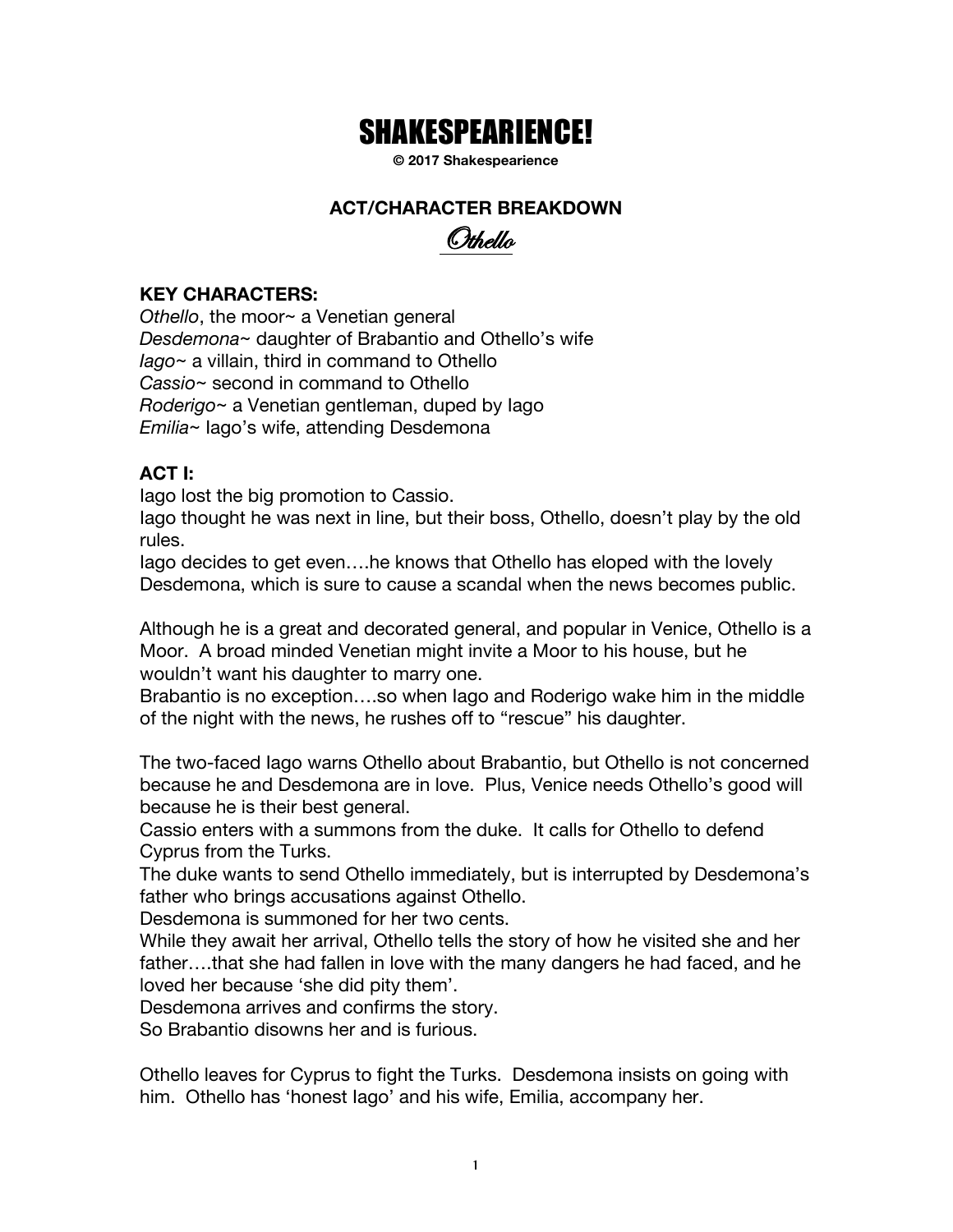# SHAKESPEARIENCE!

**© 2017 Shakespearience**

## ACT/CHARACTER BREAKDOWN

## Othello

**KEY CHARACTERS:**

*Othello*, the moor~ a Venetian general
*Desdemona*~ daughter of Brabantio and Othello's wife
*Iago*~ a villain, third in command to Othello
*Cassio*~ second in command to Othello
*Roderigo*~ a Venetian gentleman, duped by Iago
*Emilia*~ Iago's wife, attending Desdemona

**ACT I:**

Iago lost the big promotion to Cassio.
Iago thought he was next in line, but their boss, Othello, doesn't play by the old rules.
Iago decides to get even….he knows that Othello has eloped with the lovely Desdemona, which is sure to cause a scandal when the news becomes public.

Although he is a great and decorated general, and popular in Venice, Othello is a Moor. A broad minded Venetian might invite a Moor to his house, but he wouldn't want his daughter to marry one.
Brabantio is no exception….so when Iago and Roderigo wake him in the middle of the night with the news, he rushes off to "rescue" his daughter.

The two-faced Iago warns Othello about Brabantio, but Othello is not concerned because he and Desdemona are in love. Plus, Venice needs Othello's good will because he is their best general.
Cassio enters with a summons from the duke. It calls for Othello to defend Cyprus from the Turks.
The duke wants to send Othello immediately, but is interrupted by Desdemona's father who brings accusations against Othello.
Desdemona is summoned for her two cents.
While they await her arrival, Othello tells the story of how he visited she and her father….that she had fallen in love with the many dangers he had faced, and he loved her because 'she did pity them'.
Desdemona arrives and confirms the story.
So Brabantio disowns her and is furious.

Othello leaves for Cyprus to fight the Turks. Desdemona insists on going with him. Othello has 'honest Iago' and his wife, Emilia, accompany her.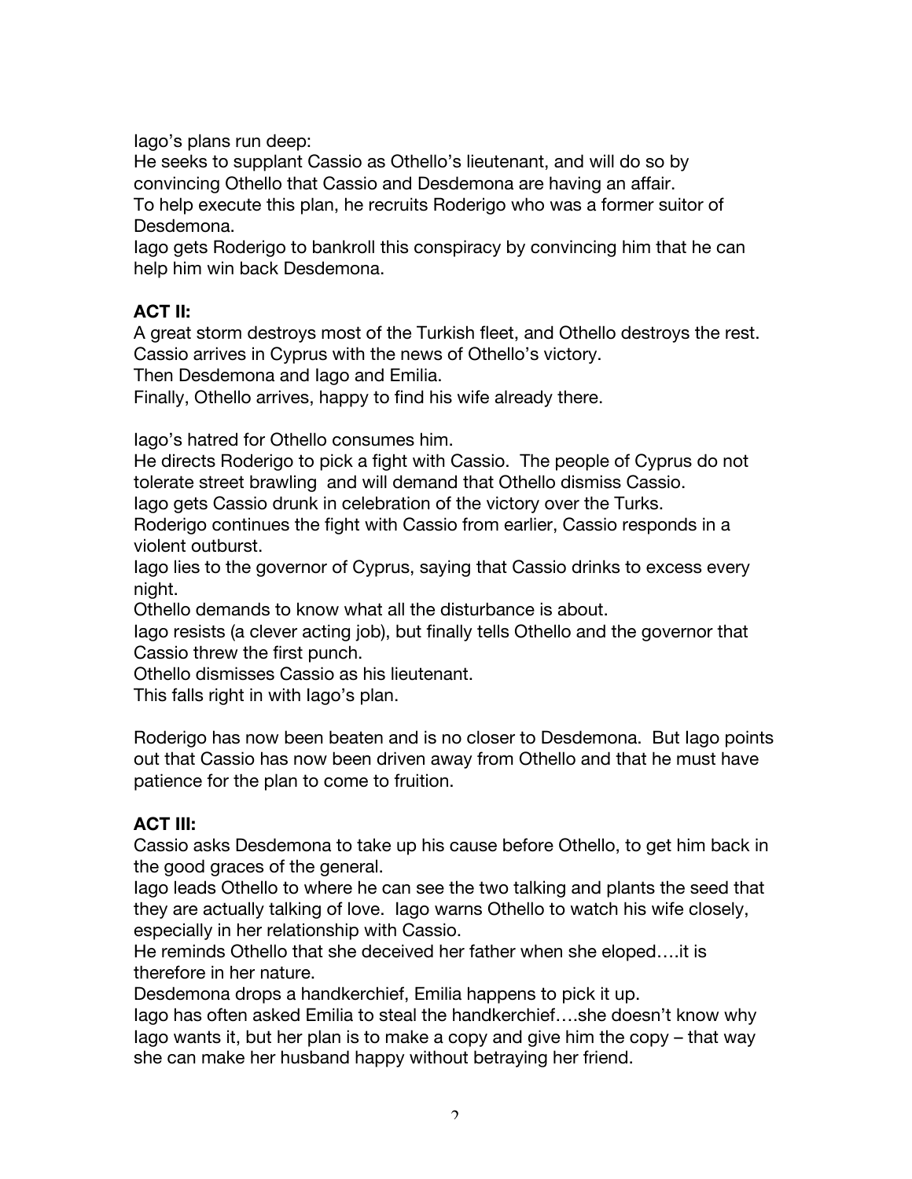Iago's plans run deep:
He seeks to supplant Cassio as Othello's lieutenant, and will do so by convincing Othello that Cassio and Desdemona are having an affair.
To help execute this plan, he recruits Roderigo who was a former suitor of Desdemona.
Iago gets Roderigo to bankroll this conspiracy by convincing him that he can help him win back Desdemona.

**ACT II:**

A great storm destroys most of the Turkish fleet, and Othello destroys the rest.
Cassio arrives in Cyprus with the news of Othello's victory.
Then Desdemona and Iago and Emilia.
Finally, Othello arrives, happy to find his wife already there.

Iago's hatred for Othello consumes him.
He directs Roderigo to pick a fight with Cassio. The people of Cyprus do not tolerate street brawling and will demand that Othello dismiss Cassio.
Iago gets Cassio drunk in celebration of the victory over the Turks.
Roderigo continues the fight with Cassio from earlier, Cassio responds in a violent outburst.
Iago lies to the governor of Cyprus, saying that Cassio drinks to excess every night.
Othello demands to know what all the disturbance is about.
Iago resists (a clever acting job), but finally tells Othello and the governor that Cassio threw the first punch.
Othello dismisses Cassio as his lieutenant.
This falls right in with Iago's plan.

Roderigo has now been beaten and is no closer to Desdemona. But Iago points out that Cassio has now been driven away from Othello and that he must have patience for the plan to come to fruition.

**ACT III:**

Cassio asks Desdemona to take up his cause before Othello, to get him back in the good graces of the general.
Iago leads Othello to where he can see the two talking and plants the seed that they are actually talking of love. Iago warns Othello to watch his wife closely, especially in her relationship with Cassio.
He reminds Othello that she deceived her father when she eloped….it is therefore in her nature.
Desdemona drops a handkerchief, Emilia happens to pick it up.
Iago has often asked Emilia to steal the handkerchief….she doesn't know why Iago wants it, but her plan is to make a copy and give him the copy – that way she can make her husband happy without betraying her friend.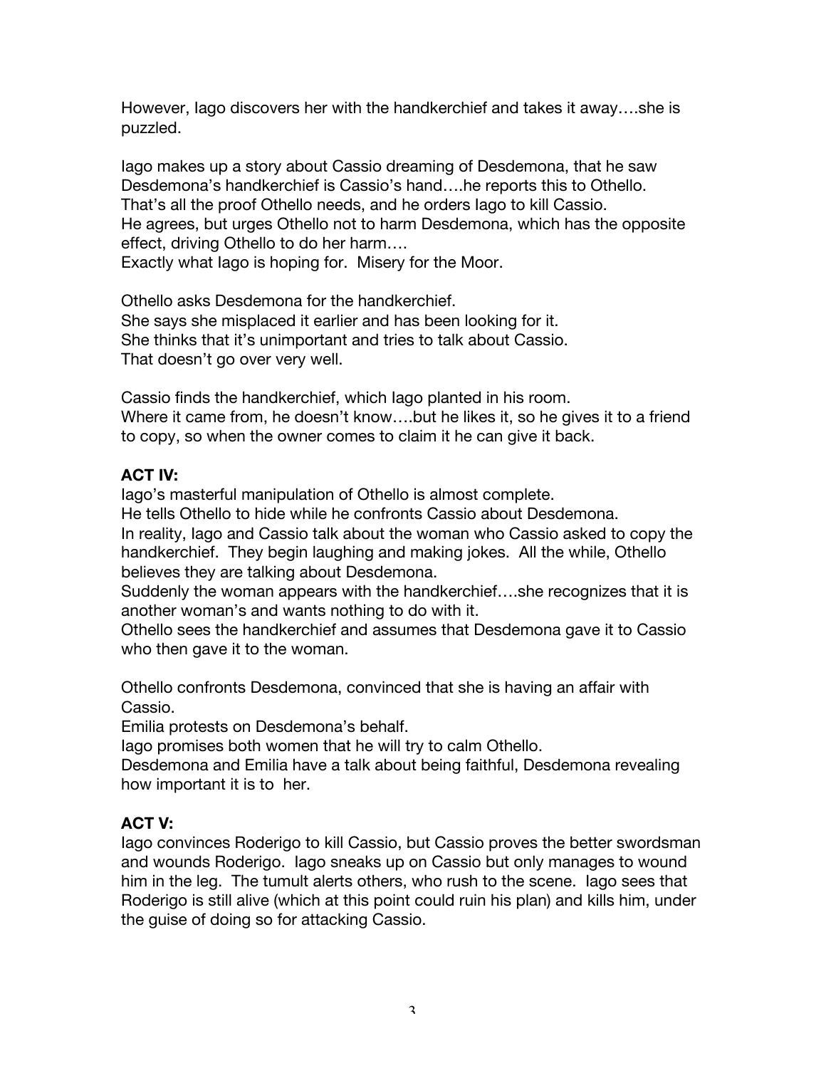However, Iago discovers her with the handkerchief and takes it away….she is puzzled.

Iago makes up a story about Cassio dreaming of Desdemona, that he saw Desdemona's handkerchief is Cassio's hand….he reports this to Othello. That's all the proof Othello needs, and he orders Iago to kill Cassio. He agrees, but urges Othello not to harm Desdemona, which has the opposite effect, driving Othello to do her harm….
Exactly what Iago is hoping for. Misery for the Moor.

Othello asks Desdemona for the handkerchief.
She says she misplaced it earlier and has been looking for it.
She thinks that it's unimportant and tries to talk about Cassio.
That doesn't go over very well.

Cassio finds the handkerchief, which Iago planted in his room.
Where it came from, he doesn't know….but he likes it, so he gives it to a friend to copy, so when the owner comes to claim it he can give it back.

**ACT IV:**
Iago's masterful manipulation of Othello is almost complete.
He tells Othello to hide while he confronts Cassio about Desdemona.
In reality, Iago and Cassio talk about the woman who Cassio asked to copy the handkerchief. They begin laughing and making jokes. All the while, Othello believes they are talking about Desdemona.
Suddenly the woman appears with the handkerchief….she recognizes that it is another woman's and wants nothing to do with it.
Othello sees the handkerchief and assumes that Desdemona gave it to Cassio who then gave it to the woman.

Othello confronts Desdemona, convinced that she is having an affair with Cassio.
Emilia protests on Desdemona's behalf.
Iago promises both women that he will try to calm Othello.
Desdemona and Emilia have a talk about being faithful, Desdemona revealing how important it is to her.

**ACT V:**
Iago convinces Roderigo to kill Cassio, but Cassio proves the better swordsman and wounds Roderigo. Iago sneaks up on Cassio but only manages to wound him in the leg. The tumult alerts others, who rush to the scene. Iago sees that Roderigo is still alive (which at this point could ruin his plan) and kills him, under the guise of doing so for attacking Cassio.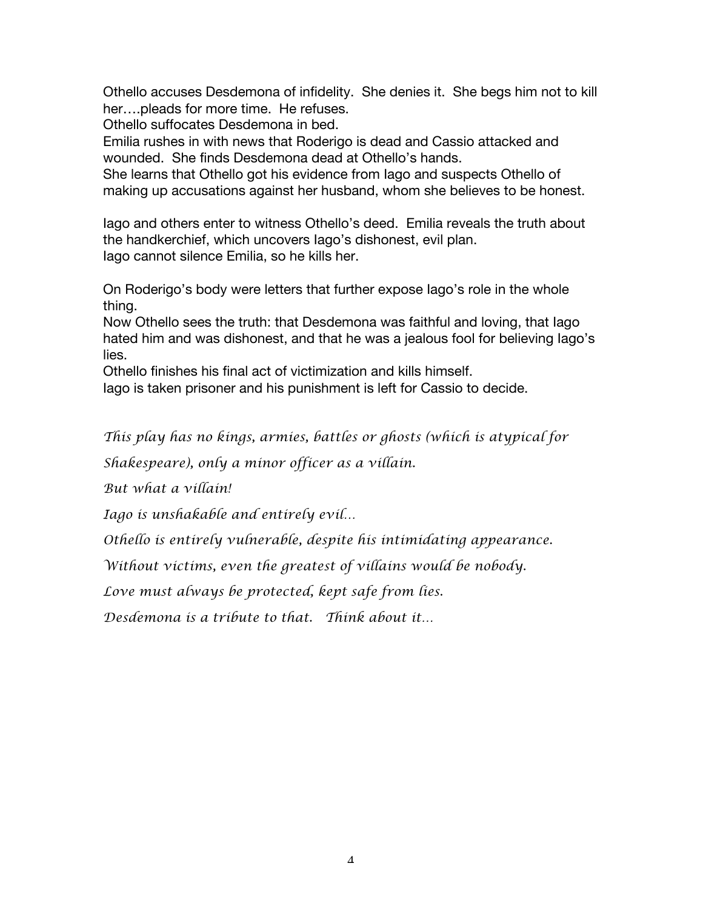Othello accuses Desdemona of infidelity. She denies it. She begs him not to kill her….pleads for more time. He refuses.
Othello suffocates Desdemona in bed.
Emilia rushes in with news that Roderigo is dead and Cassio attacked and wounded. She finds Desdemona dead at Othello's hands.
She learns that Othello got his evidence from Iago and suspects Othello of making up accusations against her husband, whom she believes to be honest.

Iago and others enter to witness Othello's deed. Emilia reveals the truth about the handkerchief, which uncovers Iago's dishonest, evil plan.
Iago cannot silence Emilia, so he kills her.

On Roderigo's body were letters that further expose Iago's role in the whole thing.
Now Othello sees the truth: that Desdemona was faithful and loving, that Iago hated him and was dishonest, and that he was a jealous fool for believing Iago's lies.
Othello finishes his final act of victimization and kills himself.
Iago is taken prisoner and his punishment is left for Cassio to decide.

*This play has no kings, armies, battles or ghosts (which is atypical for Shakespeare), only a minor officer as a villain.*

*But what a villain!*

*Iago is unshakable and entirely evil…*

*Othello is entirely vulnerable, despite his intimidating appearance.*

*Without victims, even the greatest of villains would be nobody.*

*Love must always be protected, kept safe from lies.*

*Desdemona is a tribute to that. Think about it…*